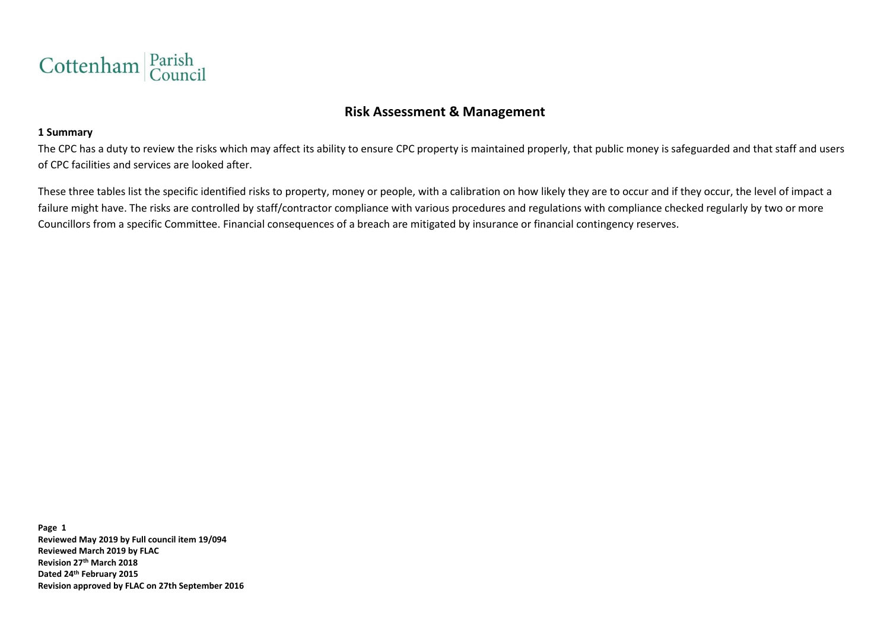Cottenham Parish Council

# Risk Assessment & Management

**1 Summary**

The CPC has a duty to review the risks which may affect its ability to ensure CPC property is maintained properly, that public money is safeguarded and that staff and users of CPC facilities and services are looked after.

These three tables list the specific identified risks to property, money or people, with a calibration on how likely they are to occur and if they occur, the level of impact a failure might have. The risks are controlled by staff/contractor compliance with various procedures and regulations with compliance checked regularly by two or more Councillors from a specific Committee. Financial consequences of a breach are mitigated by insurance or financial contingency reserves.

**Reviewed May 2019 by Full council item 19/094**
**Reviewed March 2019 by FLAC**
**Revision 27th March 2018**
**Dated 24th February 2015**
**Revision approved by FLAC on 27th September 2016**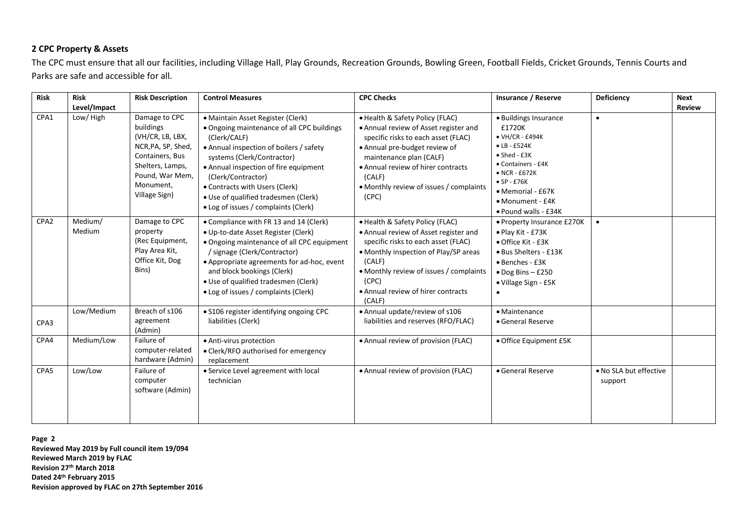## 2 CPC Property & Assets

The CPC must ensure that all our facilities, including Village Hall, Play Grounds, Recreation Grounds, Bowling Green, Football Fields, Cricket Grounds, Tennis Courts and Parks are safe and accessible for all.

| Risk | Risk Level/Impact | Risk Description | Control Measures | CPC Checks | Insurance / Reserve | Deficiency | Next Review |
|---|---|---|---|---|---|---|---|
| CPA1 | Low/ High | Damage to CPC buildings (VH/CR, LB, LBX, NCR,PA, SP, Shed, Containers, Bus Shelters, Lamps, Pound, War Mem, Monument, Village Sign) | • Maintain Asset Register (Clerk)<br>• Ongoing maintenance of all CPC buildings (Clerk/CALF)<br>• Annual inspection of boilers / safety systems (Clerk/Contractor)<br>• Annual inspection of fire equipment (Clerk/Contractor)<br>• Contracts with Users (Clerk)<br>• Use of qualified tradesmen (Clerk)<br>• Log of issues / complaints (Clerk) | • Health & Safety Policy (FLAC)<br>• Annual review of Asset register and specific risks to each asset (FLAC)<br>• Annual pre-budget review of maintenance plan (CALF)<br>• Annual review of hirer contracts (CALF)<br>• Monthly review of issues / complaints (CPC) | • Buildings Insurance £1720K<br>• VH/CR - £494K<br>• LB - £524K<br>• Shed - £3K<br>• Containers - £4K<br>• NCR - £672K<br>• SP - £76K<br>• Memorial - £67K<br>• Monument - £4K<br>• Pound walls - £34K | • | |
| CPA2 | Medium/ Medium | Damage to CPC property (Rec Equipment, Play Area Kit, Office Kit, Dog Bins) | • Compliance with FR 13 and 14 (Clerk)<br>• Up-to-date Asset Register (Clerk)<br>• Ongoing maintenance of all CPC equipment / signage (Clerk/Contractor)<br>• Appropriate agreements for ad-hoc, event and block bookings (Clerk)<br>• Use of qualified tradesmen (Clerk)<br>• Log of issues / complaints (Clerk) | • Health & Safety Policy (FLAC)<br>• Annual review of Asset register and specific risks to each asset (FLAC)<br>• Monthly inspection of Play/SP areas (CALF)<br>• Monthly review of issues / complaints (CPC)<br>• Annual review of hirer contracts (CALF) | • Property Insurance £270K<br>• Play Kit - £73K<br>• Office Kit - £3K<br>• Bus Shelters - £13K<br>• Benches - £3K<br>• Dog Bins – £250<br>• Village Sign - £5K<br>• | • | |
| CPA3 | Low/Medium | Breach of s106 agreement (Admin) | • S106 register identifying ongoing CPC liabilities (Clerk) | • Annual update/review of s106 liabilities and reserves (RFO/FLAC) | • Maintenance<br>• General Reserve | | |
| CPA4 | Medium/Low | Failure of computer-related hardware (Admin) | • Anti-virus protection<br>• Clerk/RFO authorised for emergency replacement | • Annual review of provision (FLAC) | • Office Equipment £5K | | |
| CPA5 | Low/Low | Failure of computer software (Admin) | • Service Level agreement with local technician | • Annual review of provision (FLAC) | • General Reserve | • No SLA but effective support | |

**Reviewed May 2019 by Full council item 19/094**
**Reviewed March 2019 by FLAC**
**Revision 27th March 2018**
**Dated 24th February 2015**
**Revision approved by FLAC on 27th September 2016**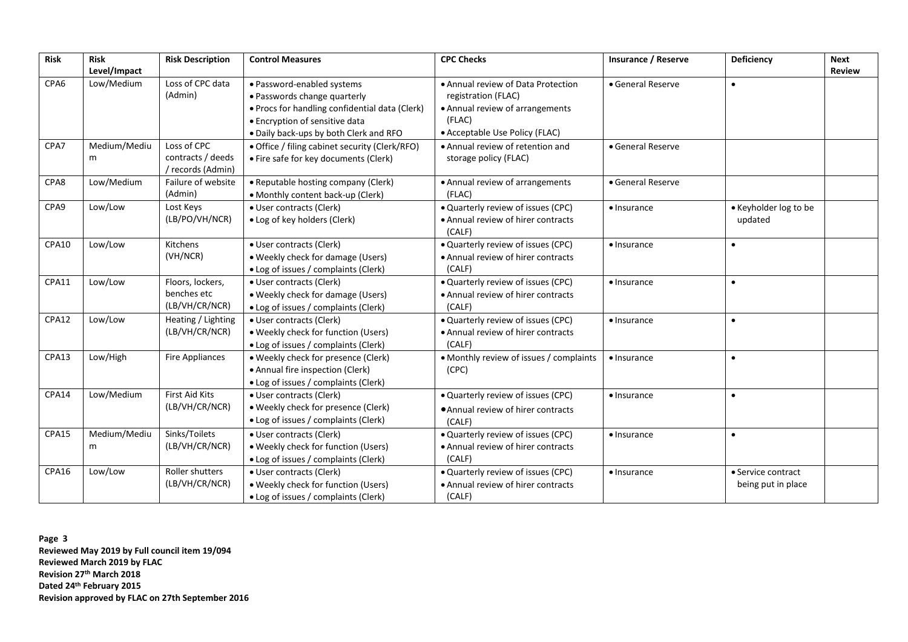| Risk | Risk Level/Impact | Risk Description | Control Measures | CPC Checks | Insurance / Reserve | Deficiency | Next Review |
|---|---|---|---|---|---|---|---|
| CPA6 | Low/Medium | Loss of CPC data (Admin) | • Password-enabled systems<br>• Passwords change quarterly<br>• Procs for handling confidential data (Clerk)<br>• Encryption of sensitive data<br>• Daily back-ups by both Clerk and RFO | • Annual review of Data Protection registration (FLAC)<br>• Annual review of arrangements (FLAC)<br>• Acceptable Use Policy (FLAC) | • General Reserve | • | |
| CPA7 | Medium/Medium | Loss of CPC contracts / deeds / records (Admin) | • Office / filing cabinet security (Clerk/RFO)<br>• Fire safe for key documents (Clerk) | • Annual review of retention and storage policy (FLAC) | • General Reserve | | |
| CPA8 | Low/Medium | Failure of website (Admin) | • Reputable hosting company (Clerk)<br>• Monthly content back-up (Clerk) | • Annual review of arrangements (FLAC) | • General Reserve | | |
| CPA9 | Low/Low | Lost Keys (LB/PO/VH/NCR) | • User contracts (Clerk)<br>• Log of key holders (Clerk) | • Quarterly review of issues (CPC)<br>• Annual review of hirer contracts (CALF) | • Insurance | • Keyholder log to be updated | |
| CPA10 | Low/Low | Kitchens (VH/NCR) | • User contracts (Clerk)<br>• Weekly check for damage (Users)<br>• Log of issues / complaints (Clerk) | • Quarterly review of issues (CPC)<br>• Annual review of hirer contracts (CALF) | • Insurance | • | |
| CPA11 | Low/Low | Floors, lockers, benches etc (LB/VH/CR/NCR) | • User contracts (Clerk)<br>• Weekly check for damage (Users)<br>• Log of issues / complaints (Clerk) | • Quarterly review of issues (CPC)<br>• Annual review of hirer contracts (CALF) | • Insurance | • | |
| CPA12 | Low/Low | Heating / Lighting (LB/VH/CR/NCR) | • User contracts (Clerk)<br>• Weekly check for function (Users)<br>• Log of issues / complaints (Clerk) | • Quarterly review of issues (CPC)<br>• Annual review of hirer contracts (CALF) | • Insurance | • | |
| CPA13 | Low/High | Fire Appliances | • Weekly check for presence (Clerk)<br>• Annual fire inspection (Clerk)<br>• Log of issues / complaints (Clerk) | • Monthly review of issues / complaints (CPC) | • Insurance | • | |
| CPA14 | Low/Medium | First Aid Kits (LB/VH/CR/NCR) | • User contracts (Clerk)<br>• Weekly check for presence (Clerk)<br>• Log of issues / complaints (Clerk) | • Quarterly review of issues (CPC)<br>• Annual review of hirer contracts (CALF) | • Insurance | • | |
| CPA15 | Medium/Medium | Sinks/Toilets (LB/VH/CR/NCR) | • User contracts (Clerk)<br>• Weekly check for function (Users)<br>• Log of issues / complaints (Clerk) | • Quarterly review of issues (CPC)<br>• Annual review of hirer contracts (CALF) | • Insurance | • | |
| CPA16 | Low/Low | Roller shutters (LB/VH/CR/NCR) | • User contracts (Clerk)<br>• Weekly check for function (Users)<br>• Log of issues / complaints (Clerk) | • Quarterly review of issues (CPC)<br>• Annual review of hirer contracts (CALF) | • Insurance | • Service contract being put in place | |

**Reviewed May 2019 by Full council item 19/094**
**Reviewed March 2019 by FLAC**
**Revision 27th March 2018**
**Dated 24th February 2015**
**Revision approved by FLAC on 27th September 2016**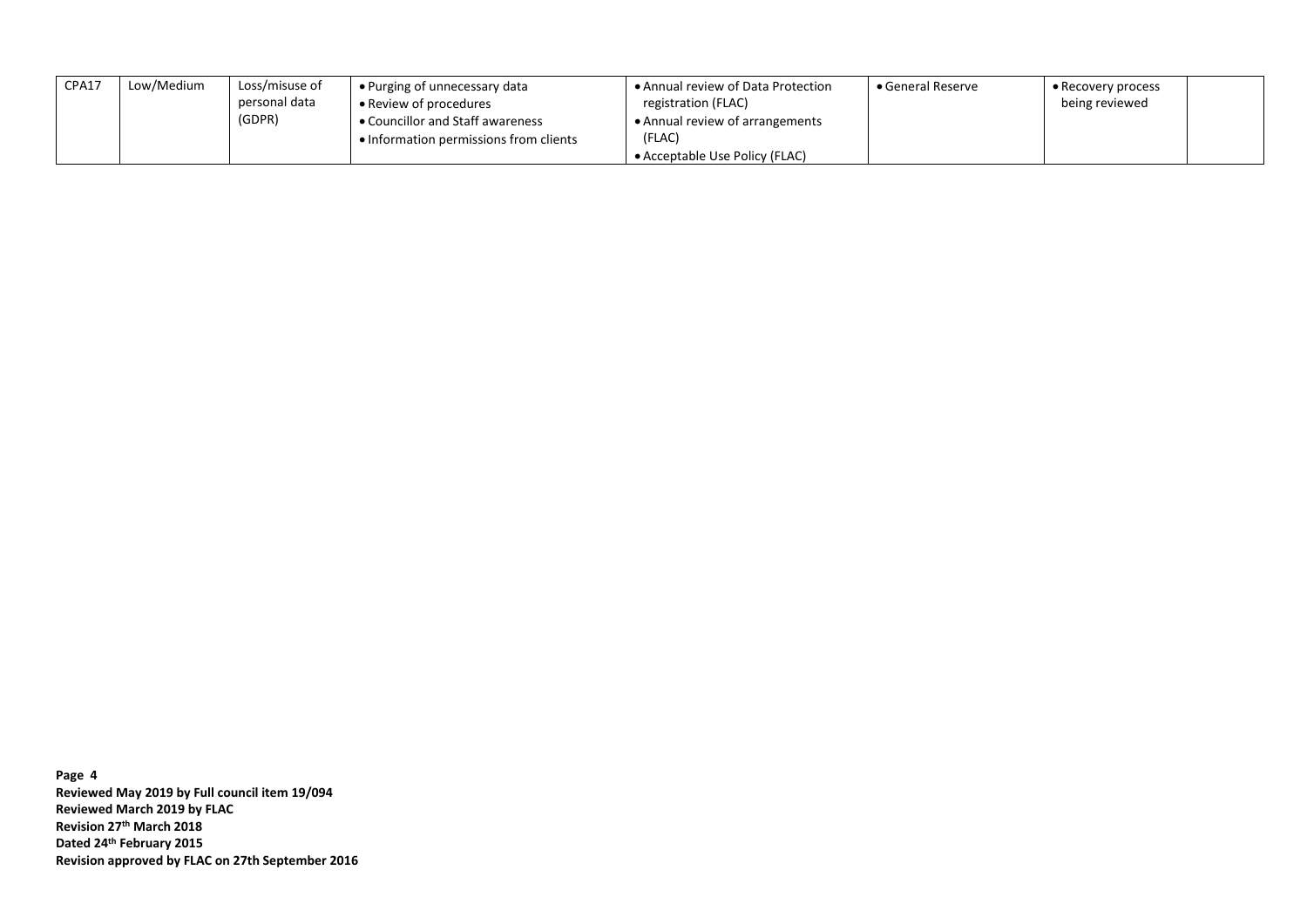| CPA17 | Low/Medium | Loss/misuse of personal data (GDPR) | • Purging of unnecessary data<br>• Review of procedures<br>• Councillor and Staff awareness<br>• Information permissions from clients | • Annual review of Data Protection registration (FLAC)<br>• Annual review of arrangements (FLAC)<br>• Acceptable Use Policy (FLAC) | • General Reserve | • Recovery process being reviewed | |
|---|---|---|---|---|---|---|---|

**Page 4**
**Reviewed May 2019 by Full council item 19/094**
**Reviewed March 2019 by FLAC**
**Revision 27th March 2018**
**Dated 24th February 2015**
**Revision approved by FLAC on 27th September 2016**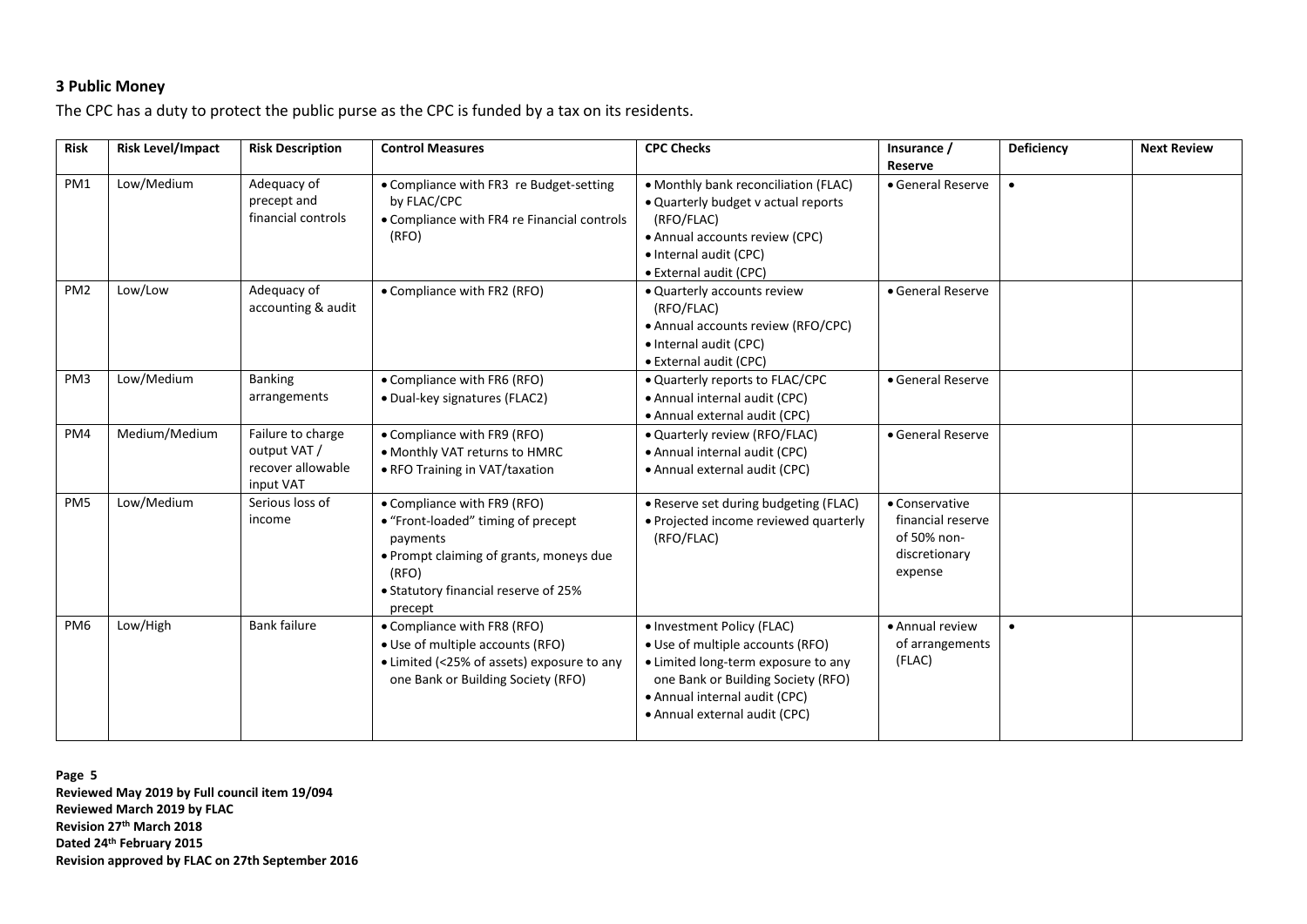### 3 Public Money

The CPC has a duty to protect the public purse as the CPC is funded by a tax on its residents.

| Risk | Risk Level/Impact | Risk Description | Control Measures | CPC Checks | Insurance / Reserve | Deficiency | Next Review |
|---|---|---|---|---|---|---|---|
| PM1 | Low/Medium | Adequacy of precept and financial controls | • Compliance with FR3 re Budget-setting by FLAC/CPC<br>• Compliance with FR4 re Financial controls (RFO) | • Monthly bank reconciliation (FLAC)<br>• Quarterly budget v actual reports (RFO/FLAC)<br>• Annual accounts review (CPC)<br>• Internal audit (CPC)<br>• External audit (CPC) | • General Reserve | • | |
| PM2 | Low/Low | Adequacy of accounting & audit | • Compliance with FR2 (RFO) | • Quarterly accounts review (RFO/FLAC)<br>• Annual accounts review (RFO/CPC)<br>• Internal audit (CPC)<br>• External audit (CPC) | • General Reserve | | |
| PM3 | Low/Medium | Banking arrangements | • Compliance with FR6 (RFO)<br>• Dual-key signatures (FLAC2) | • Quarterly reports to FLAC/CPC<br>• Annual internal audit (CPC)<br>• Annual external audit (CPC) | • General Reserve | | |
| PM4 | Medium/Medium | Failure to charge output VAT / recover allowable input VAT | • Compliance with FR9 (RFO)<br>• Monthly VAT returns to HMRC<br>• RFO Training in VAT/taxation | • Quarterly review (RFO/FLAC)<br>• Annual internal audit (CPC)<br>• Annual external audit (CPC) | • General Reserve | | |
| PM5 | Low/Medium | Serious loss of income | • Compliance with FR9 (RFO)<br>• "Front-loaded" timing of precept payments<br>• Prompt claiming of grants, moneys due (RFO)<br>• Statutory financial reserve of 25% precept | • Reserve set during budgeting (FLAC)<br>• Projected income reviewed quarterly (RFO/FLAC) | • Conservative financial reserve of 50% non-discretionary expense | | |
| PM6 | Low/High | Bank failure | • Compliance with FR8 (RFO)<br>• Use of multiple accounts (RFO)<br>• Limited (<25% of assets) exposure to any one Bank or Building Society (RFO) | • Investment Policy (FLAC)<br>• Use of multiple accounts (RFO)<br>• Limited long-term exposure to any one Bank or Building Society (RFO)<br>• Annual internal audit (CPC)<br>• Annual external audit (CPC) | • Annual review of arrangements (FLAC) | • | |

**Reviewed May 2019 by Full council item 19/094**
**Reviewed March 2019 by FLAC**
**Revision 27th March 2018**
**Dated 24th February 2015**
**Revision approved by FLAC on 27th September 2016**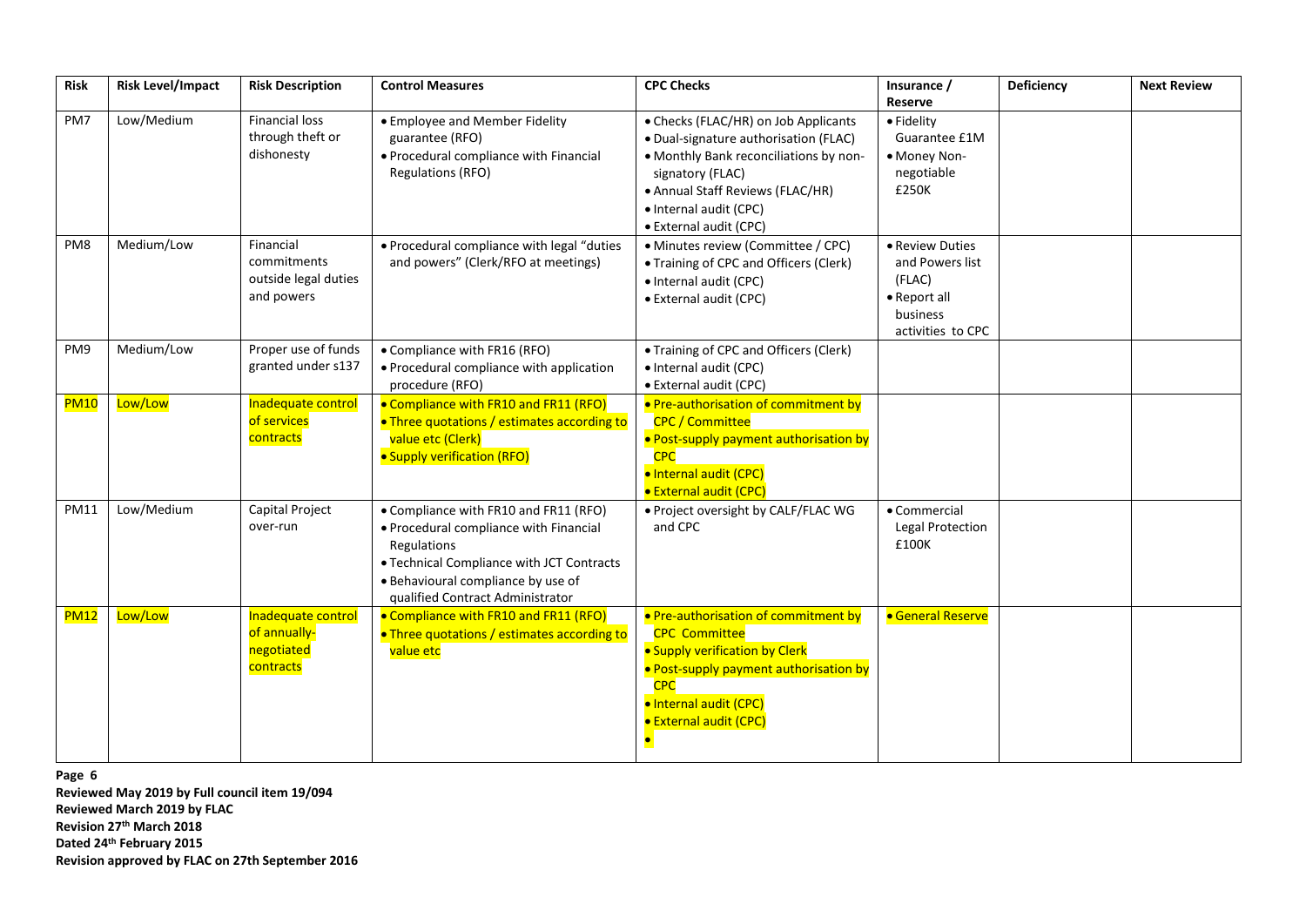| Risk | Risk Level/Impact | Risk Description | Control Measures | CPC Checks | Insurance / Reserve | Deficiency | Next Review |
|---|---|---|---|---|---|---|---|
| PM7 | Low/Medium | Financial loss through theft or dishonesty | • Employee and Member Fidelity guarantee (RFO)<br>• Procedural compliance with Financial Regulations (RFO) | • Checks (FLAC/HR) on Job Applicants<br>• Dual-signature authorisation (FLAC)<br>• Monthly Bank reconciliations by non-signatory (FLAC)<br>• Annual Staff Reviews (FLAC/HR)<br>• Internal audit (CPC)<br>• External audit (CPC) | • Fidelity Guarantee £1M<br>• Money Non-negotiable £250K | | |
| PM8 | Medium/Low | Financial commitments outside legal duties and powers | • Procedural compliance with legal "duties and powers" (Clerk/RFO at meetings) | • Minutes review (Committee / CPC)<br>• Training of CPC and Officers (Clerk)<br>• Internal audit (CPC)<br>• External audit (CPC) | • Review Duties and Powers list (FLAC)<br>• Report all business activities to CPC | | |
| PM9 | Medium/Low | Proper use of funds granted under s137 | • Compliance with FR16 (RFO)<br>• Procedural compliance with application procedure (RFO) | • Training of CPC and Officers (Clerk)<br>• Internal audit (CPC)<br>• External audit (CPC) | | | |
| PM10 | Low/Low | Inadequate control of services contracts | • Compliance with FR10 and FR11 (RFO)<br>• Three quotations / estimates according to value etc (Clerk)<br>• Supply verification (RFO) | • Pre-authorisation of commitment by CPC / Committee<br>• Post-supply payment authorisation by CPC<br>• Internal audit (CPC)<br>• External audit (CPC) | | | |
| PM11 | Low/Medium | Capital Project over-run | • Compliance with FR10 and FR11 (RFO)<br>• Procedural compliance with Financial Regulations<br>• Technical Compliance with JCT Contracts<br>• Behavioural compliance by use of qualified Contract Administrator | • Project oversight by CALF/FLAC WG and CPC | • Commercial Legal Protection £100K | | |
| PM12 | Low/Low | Inadequate control of annually-negotiated contracts | • Compliance with FR10 and FR11 (RFO)<br>• Three quotations / estimates according to value etc | • Pre-authorisation of commitment by CPC Committee<br>• Supply verification by Clerk<br>• Post-supply payment authorisation by CPC<br>• Internal audit (CPC)<br>• External audit (CPC)<br>• | • General Reserve | | |

**Page 6**
**Reviewed May 2019 by Full council item 19/094**
**Reviewed March 2019 by FLAC**
**Revision 27th March 2018**
**Dated 24th February 2015**
**Revision approved by FLAC on 27th September 2016**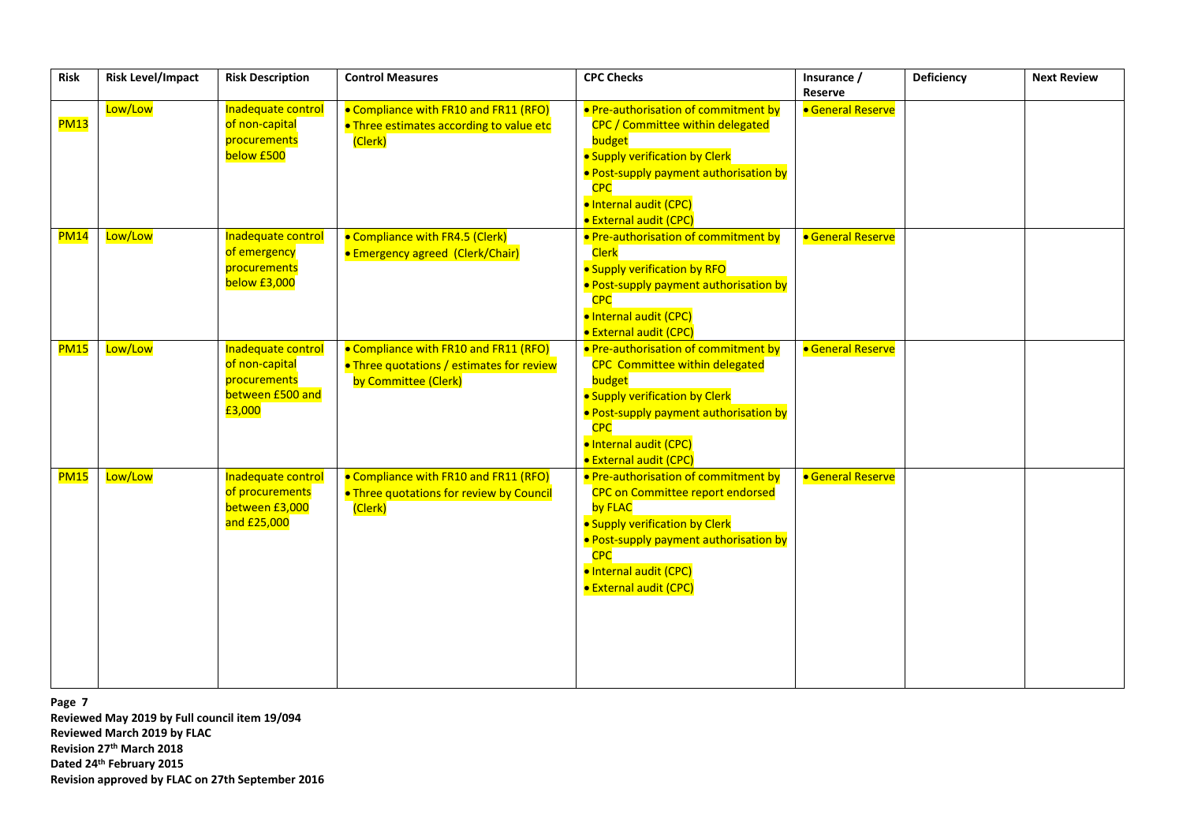| Risk | Risk Level/Impact | Risk Description | Control Measures | CPC Checks | Insurance / Reserve | Deficiency | Next Review |
|---|---|---|---|---|---|---|---|
| PM13 | Low/Low | Inadequate control of non-capital procurements below £500 | • Compliance with FR10 and FR11 (RFO)<br>• Three estimates according to value etc (Clerk) | • Pre-authorisation of commitment by CPC / Committee within delegated budget<br>• Supply verification by Clerk<br>• Post-supply payment authorisation by CPC<br>• Internal audit (CPC)<br>• External audit (CPC) | • General Reserve | | |
| PM14 | Low/Low | Inadequate control of emergency procurements below £3,000 | • Compliance with FR4.5 (Clerk)<br>• Emergency agreed (Clerk/Chair) | • Pre-authorisation of commitment by Clerk<br>• Supply verification by RFO<br>• Post-supply payment authorisation by CPC<br>• Internal audit (CPC)<br>• External audit (CPC) | • General Reserve | | |
| PM15 | Low/Low | Inadequate control of non-capital procurements between £500 and £3,000 | • Compliance with FR10 and FR11 (RFO)<br>• Three quotations / estimates for review by Committee (Clerk) | • Pre-authorisation of commitment by CPC Committee within delegated budget<br>• Supply verification by Clerk<br>• Post-supply payment authorisation by CPC<br>• Internal audit (CPC)<br>• External audit (CPC) | • General Reserve | | |
| PM15 | Low/Low | Inadequate control of procurements between £3,000 and £25,000 | • Compliance with FR10 and FR11 (RFO)<br>• Three quotations for review by Council (Clerk) | • Pre-authorisation of commitment by CPC on Committee report endorsed by FLAC<br>• Supply verification by Clerk<br>• Post-supply payment authorisation by CPC<br>• Internal audit (CPC)<br>• External audit (CPC) | • General Reserve | | |

**Reviewed May 2019 by Full council item 19/094**
**Reviewed March 2019 by FLAC**
**Revision 27th March 2018**
**Dated 24th February 2015**
**Revision approved by FLAC on 27th September 2016**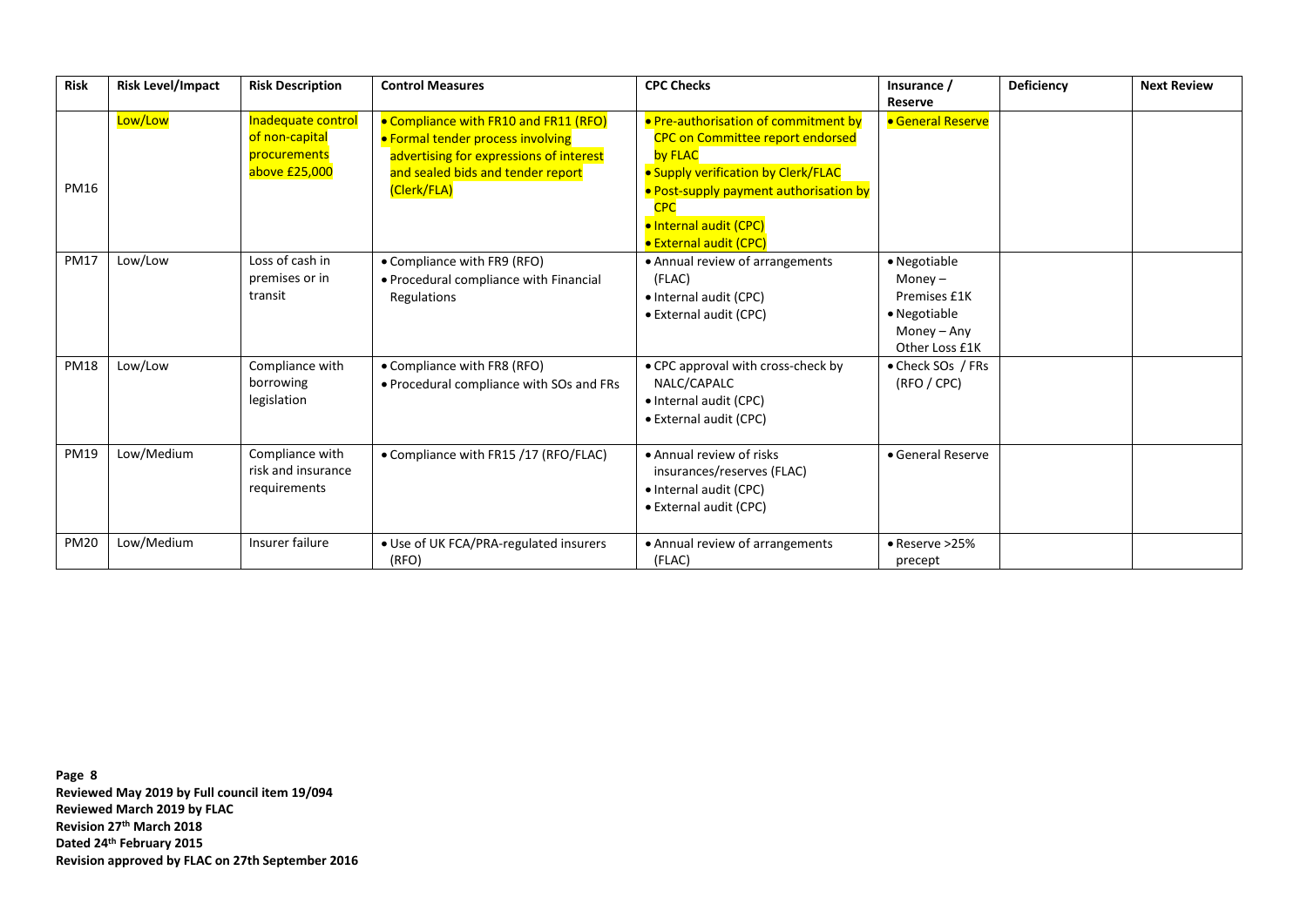| Risk | Risk Level/Impact | Risk Description | Control Measures | CPC Checks | Insurance / Reserve | Deficiency | Next Review |
|---|---|---|---|---|---|---|---|
| PM16 | Low/Low | Inadequate control of non-capital procurements above £25,000 | • Compliance with FR10 and FR11 (RFO)<br>• Formal tender process involving advertising for expressions of interest and sealed bids and tender report (Clerk/FLA) | • Pre-authorisation of commitment by CPC on Committee report endorsed by FLAC<br>• Supply verification by Clerk/FLAC<br>• Post-supply payment authorisation by CPC<br>• Internal audit (CPC)<br>• External audit (CPC) | • General Reserve | | |
| PM17 | Low/Low | Loss of cash in premises or in transit | • Compliance with FR9 (RFO)<br>• Procedural compliance with Financial Regulations | • Annual review of arrangements (FLAC)<br>• Internal audit (CPC)<br>• External audit (CPC) | • Negotiable Money – Premises £1K<br>• Negotiable Money – Any Other Loss £1K | | |
| PM18 | Low/Low | Compliance with borrowing legislation | • Compliance with FR8 (RFO)<br>• Procedural compliance with SOs and FRs | • CPC approval with cross-check by NALC/CAPALC<br>• Internal audit (CPC)<br>• External audit (CPC) | • Check SOs / FRs (RFO / CPC) | | |
| PM19 | Low/Medium | Compliance with risk and insurance requirements | • Compliance with FR15 /17 (RFO/FLAC) | • Annual review of risks insurances/reserves (FLAC)<br>• Internal audit (CPC)<br>• External audit (CPC) | • General Reserve | | |
| PM20 | Low/Medium | Insurer failure | • Use of UK FCA/PRA-regulated insurers (RFO) | • Annual review of arrangements (FLAC) | • Reserve >25% precept | | |

**Reviewed May 2019 by Full council item 19/094**
**Reviewed March 2019 by FLAC**
**Revision 27th March 2018**
**Dated 24th February 2015**
**Revision approved by FLAC on 27th September 2016**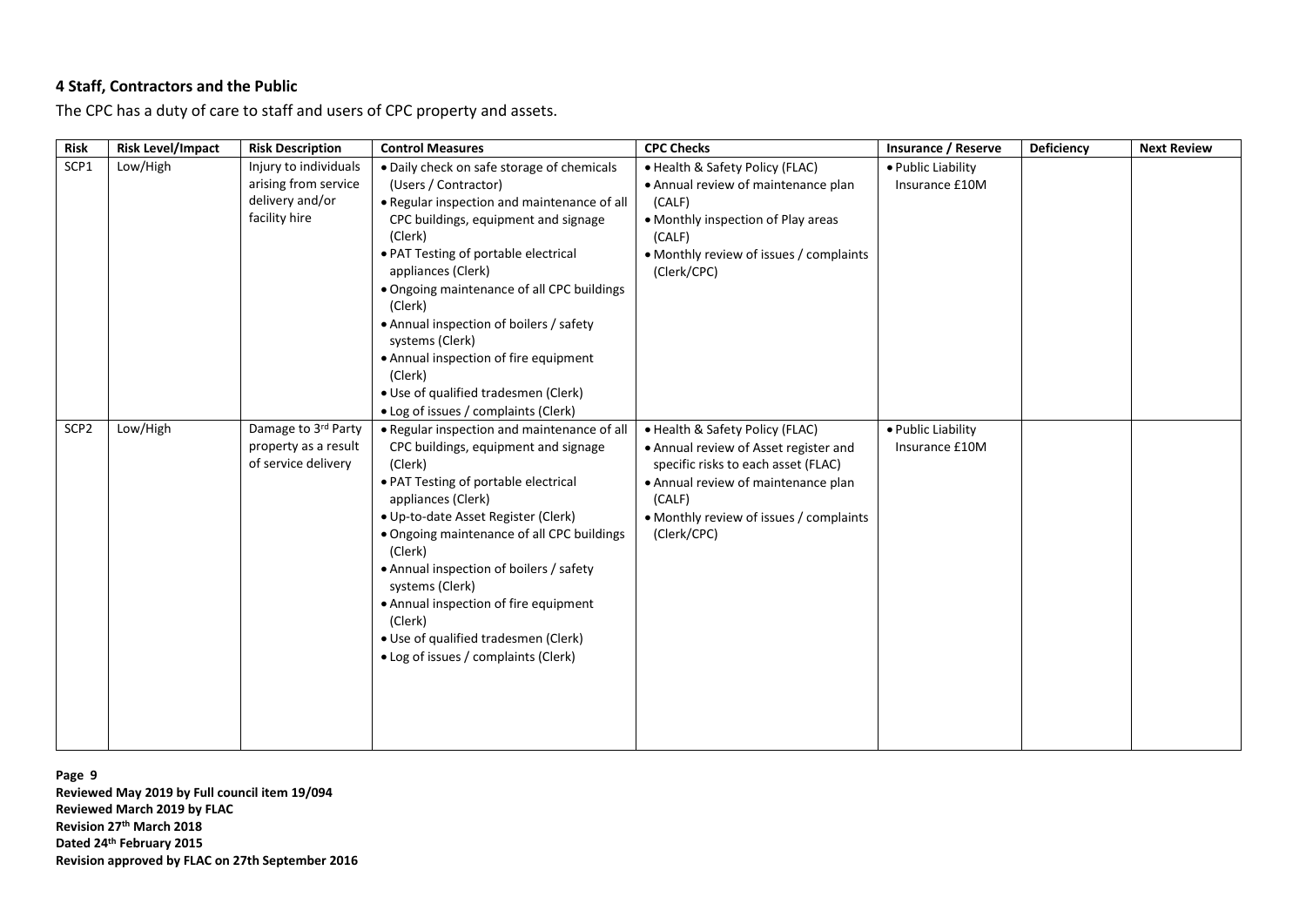## 4 Staff, Contractors and the Public

The CPC has a duty of care to staff and users of CPC property and assets.

| Risk | Risk Level/Impact | Risk Description | Control Measures | CPC Checks | Insurance / Reserve | Deficiency | Next Review |
|---|---|---|---|---|---|---|---|
| SCP1 | Low/High | Injury to individuals arising from service delivery and/or facility hire | • Daily check on safe storage of chemicals (Users / Contractor)<br>• Regular inspection and maintenance of all CPC buildings, equipment and signage (Clerk)<br>• PAT Testing of portable electrical appliances (Clerk)<br>• Ongoing maintenance of all CPC buildings (Clerk)<br>• Annual inspection of boilers / safety systems (Clerk)<br>• Annual inspection of fire equipment (Clerk)<br>• Use of qualified tradesmen (Clerk)<br>• Log of issues / complaints (Clerk) | • Health & Safety Policy (FLAC)<br>• Annual review of maintenance plan (CALF)<br>• Monthly inspection of Play areas (CALF)<br>• Monthly review of issues / complaints (Clerk/CPC) | • Public Liability Insurance £10M | | |
| SCP2 | Low/High | Damage to 3rd Party property as a result of service delivery | • Regular inspection and maintenance of all CPC buildings, equipment and signage (Clerk)<br>• PAT Testing of portable electrical appliances (Clerk)<br>• Up-to-date Asset Register (Clerk)<br>• Ongoing maintenance of all CPC buildings (Clerk)<br>• Annual inspection of boilers / safety systems (Clerk)<br>• Annual inspection of fire equipment (Clerk)<br>• Use of qualified tradesmen (Clerk)<br>• Log of issues / complaints (Clerk) | • Health & Safety Policy (FLAC)<br>• Annual review of Asset register and specific risks to each asset (FLAC)<br>• Annual review of maintenance plan (CALF)<br>• Monthly review of issues / complaints (Clerk/CPC) | • Public Liability Insurance £10M | | |

**Reviewed May 2019 by Full council item 19/094**
**Reviewed March 2019 by FLAC**
**Revision 27th March 2018**
**Dated 24th February 2015**
**Revision approved by FLAC on 27th September 2016**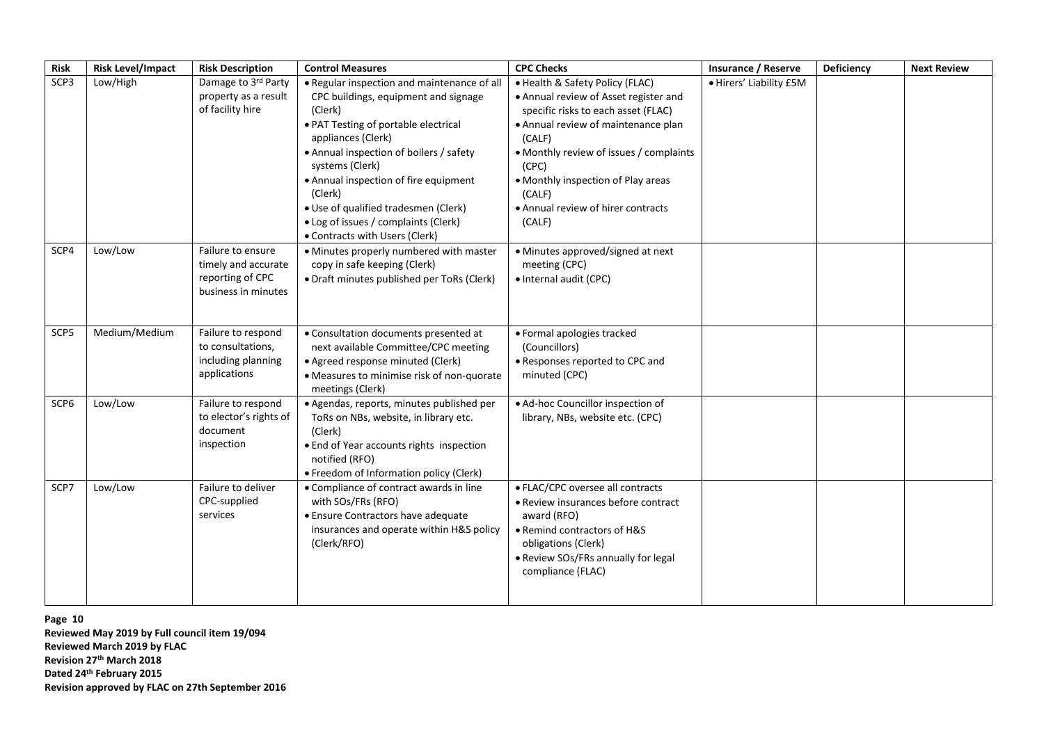| Risk | Risk Level/Impact | Risk Description | Control Measures | CPC Checks | Insurance / Reserve | Deficiency | Next Review |
|---|---|---|---|---|---|---|---|
| SCP3 | Low/High | Damage to 3rd Party property as a result of facility hire | • Regular inspection and maintenance of all CPC buildings, equipment and signage (Clerk)<br>• PAT Testing of portable electrical appliances (Clerk)<br>• Annual inspection of boilers / safety systems (Clerk)<br>• Annual inspection of fire equipment (Clerk)<br>• Use of qualified tradesmen (Clerk)<br>• Log of issues / complaints (Clerk)<br>• Contracts with Users (Clerk) | • Health & Safety Policy (FLAC)<br>• Annual review of Asset register and specific risks to each asset (FLAC)<br>• Annual review of maintenance plan (CALF)<br>• Monthly review of issues / complaints (CPC)<br>• Monthly inspection of Play areas (CALF)<br>• Annual review of hirer contracts (CALF) | • Hirers' Liability £5M | | |
| SCP4 | Low/Low | Failure to ensure timely and accurate reporting of CPC business in minutes | • Minutes properly numbered with master copy in safe keeping (Clerk)<br>• Draft minutes published per ToRs (Clerk) | • Minutes approved/signed at next meeting (CPC)<br>• Internal audit (CPC) | | | |
| SCP5 | Medium/Medium | Failure to respond to consultations, including planning applications | • Consultation documents presented at next available Committee/CPC meeting<br>• Agreed response minuted (Clerk)<br>• Measures to minimise risk of non-quorate meetings (Clerk) | • Formal apologies tracked (Councillors)<br>• Responses reported to CPC and minuted (CPC) | | | |
| SCP6 | Low/Low | Failure to respond to elector's rights of document inspection | • Agendas, reports, minutes published per ToRs on NBs, website, in library etc. (Clerk)<br>• End of Year accounts rights inspection notified (RFO)<br>• Freedom of Information policy (Clerk) | • Ad-hoc Councillor inspection of library, NBs, website etc. (CPC) | | | |
| SCP7 | Low/Low | Failure to deliver CPC-supplied services | • Compliance of contract awards in line with SOs/FRs (RFO)<br>• Ensure Contractors have adequate insurances and operate within H&S policy (Clerk/RFO) | • FLAC/CPC oversee all contracts<br>• Review insurances before contract award (RFO)<br>• Remind contractors of H&S obligations (Clerk)<br>• Review SOs/FRs annually for legal compliance (FLAC) | | | |

**Reviewed May 2019 by Full council item 19/094**
**Reviewed March 2019 by FLAC**
**Revision 27th March 2018**
**Dated 24th February 2015**
**Revision approved by FLAC on 27th September 2016**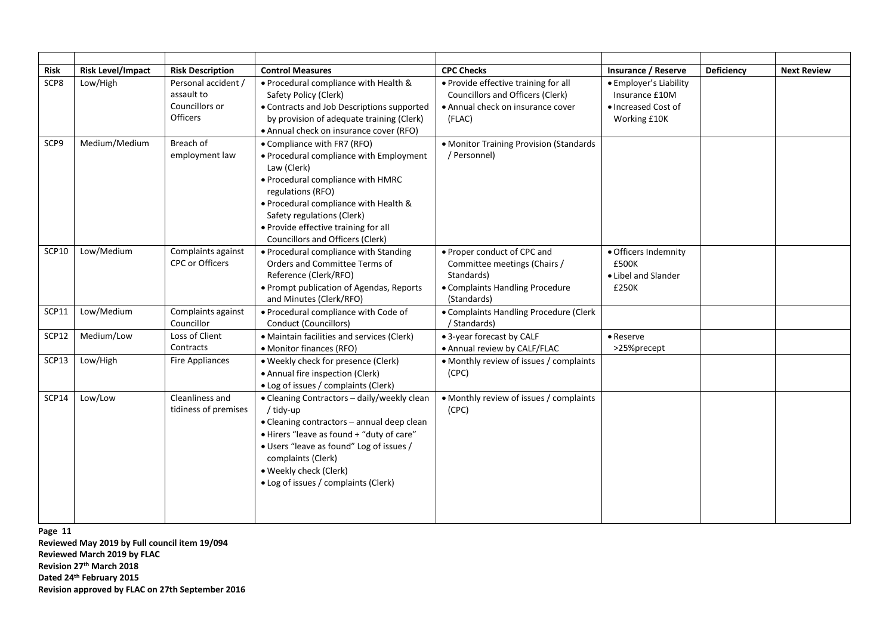| Risk | Risk Level/Impact | Risk Description | Control Measures | CPC Checks | Insurance / Reserve | Deficiency | Next Review |
|---|---|---|---|---|---|---|---|
| SCP8 | Low/High | Personal accident / assault to Councillors or Officers | • Procedural compliance with Health & Safety Policy (Clerk)<br>• Contracts and Job Descriptions supported by provision of adequate training (Clerk)<br>• Annual check on insurance cover (RFO) | • Provide effective training for all Councillors and Officers (Clerk)<br>• Annual check on insurance cover (FLAC) | • Employer's Liability Insurance £10M<br>• Increased Cost of Working £10K | | |
| SCP9 | Medium/Medium | Breach of employment law | • Compliance with FR7 (RFO)<br>• Procedural compliance with Employment Law (Clerk)<br>• Procedural compliance with HMRC regulations (RFO)<br>• Procedural compliance with Health & Safety regulations (Clerk)<br>• Provide effective training for all Councillors and Officers (Clerk) | • Monitor Training Provision (Standards / Personnel) | | | |
| SCP10 | Low/Medium | Complaints against CPC or Officers | • Procedural compliance with Standing Orders and Committee Terms of Reference (Clerk/RFO)<br>• Prompt publication of Agendas, Reports and Minutes (Clerk/RFO) | • Proper conduct of CPC and Committee meetings (Chairs / Standards)<br>• Complaints Handling Procedure (Standards) | • Officers Indemnity £500K<br>• Libel and Slander £250K | | |
| SCP11 | Low/Medium | Complaints against Councillor | • Procedural compliance with Code of Conduct (Councillors) | • Complaints Handling Procedure (Clerk / Standards) | | | |
| SCP12 | Medium/Low | Loss of Client Contracts | • Maintain facilities and services (Clerk)<br>• Monitor finances (RFO) | • 3-year forecast by CALF<br>• Annual review by CALF/FLAC | • Reserve >25%precept | | |
| SCP13 | Low/High | Fire Appliances | • Weekly check for presence (Clerk)<br>• Annual fire inspection (Clerk)<br>• Log of issues / complaints (Clerk) | • Monthly review of issues / complaints (CPC) | | | |
| SCP14 | Low/Low | Cleanliness and tidiness of premises | • Cleaning Contractors – daily/weekly clean / tidy-up<br>• Cleaning contractors – annual deep clean<br>• Hirers "leave as found + "duty of care"<br>• Users "leave as found" Log of issues / complaints (Clerk)<br>• Weekly check (Clerk)<br>• Log of issues / complaints (Clerk) | • Monthly review of issues / complaints (CPC) | | | |

**Page 11**
**Reviewed May 2019 by Full council item 19/094**
**Reviewed March 2019 by FLAC**
**Revision 27th March 2018**
**Dated 24th February 2015**
**Revision approved by FLAC on 27th September 2016**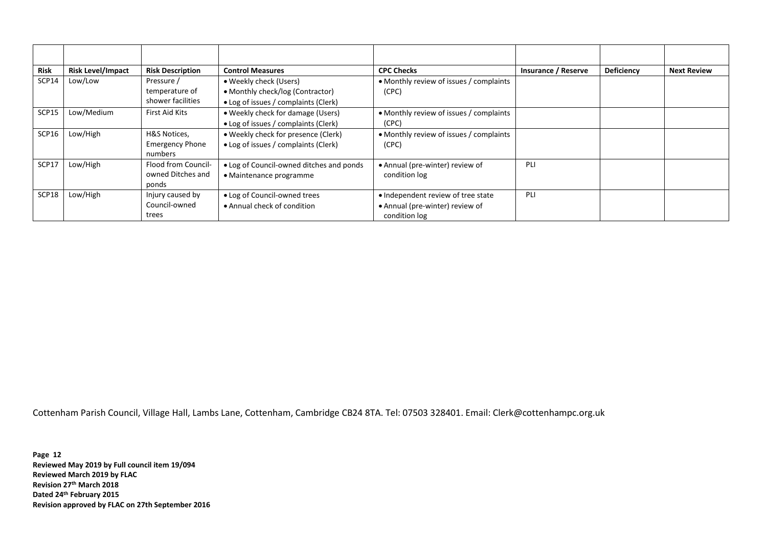| Risk | Risk Level/Impact | Risk Description | Control Measures | CPC Checks | Insurance / Reserve | Deficiency | Next Review |
|---|---|---|---|---|---|---|---|
| SCP14 | Low/Low | Pressure / temperature of shower facilities | • Weekly check (Users)<br>• Monthly check/log (Contractor)<br>• Log of issues / complaints (Clerk) | • Monthly review of issues / complaints (CPC) | | | |
| SCP15 | Low/Medium | First Aid Kits | • Weekly check for damage (Users)<br>• Log of issues / complaints (Clerk) | • Monthly review of issues / complaints (CPC) | | | |
| SCP16 | Low/High | H&S Notices, Emergency Phone numbers | • Weekly check for presence (Clerk)<br>• Log of issues / complaints (Clerk) | • Monthly review of issues / complaints (CPC) | | | |
| SCP17 | Low/High | Flood from Council-owned Ditches and ponds | • Log of Council-owned ditches and ponds<br>• Maintenance programme | • Annual (pre-winter) review of condition log | PLI | | |
| SCP18 | Low/High | Injury caused by Council-owned trees | • Log of Council-owned trees<br>• Annual check of condition | • Independent review of tree state<br>• Annual (pre-winter) review of condition log | PLI | | |

Cottenham Parish Council, Village Hall, Lambs Lane, Cottenham, Cambridge CB24 8TA. Tel: 07503 328401. Email: Clerk@cottenhampc.org.uk

**Reviewed May 2019 by Full council item 19/094**
**Reviewed March 2019 by FLAC**
**Revision 27th March 2018**
**Dated 24th February 2015**
**Revision approved by FLAC on 27th September 2016**